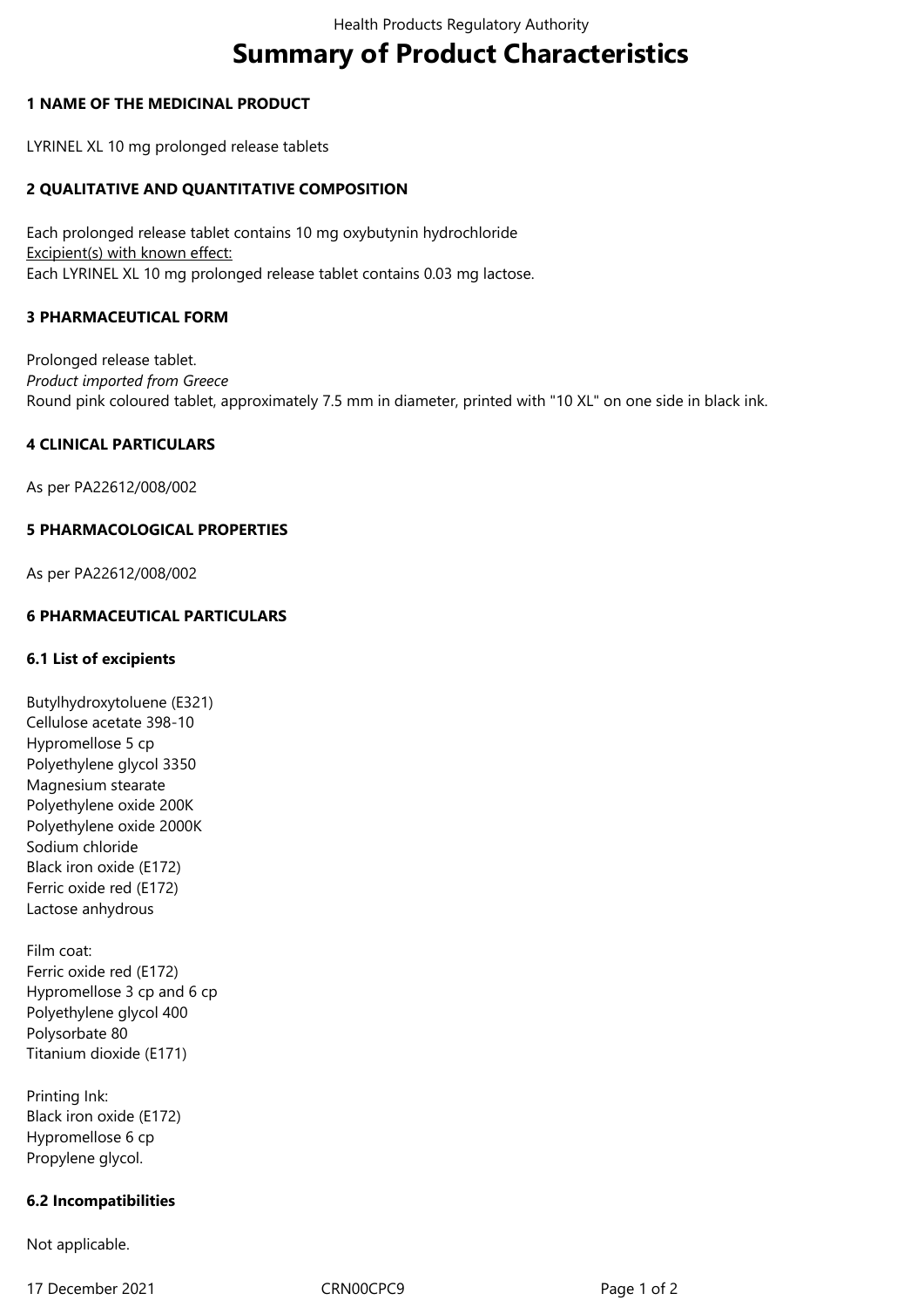# Summary of Product Characteristics

## 1 NAME OF THE MEDICINAL PRODUCT

LYRINEL XL 10 mg prolonged release tablets

## 2 QUALITATIVE AND QUANTITATIVE COMPOSITION

Each prolonged release tablet contains 10 mg oxybutynin hydrochloride

Excipient(s) with known effect:

Each LYRINEL XL 10 mg prolonged release tablet contains 0.03 mg lactose.

## 3 PHARMACEUTICAL FORM

Prolonged release tablet.

*Product imported from Greece*

Round pink coloured tablet, approximately 7.5 mm in diameter, printed with "10 XL" on one side in black ink.

## 4 CLINICAL PARTICULARS

As per PA22612/008/002

## 5 PHARMACOLOGICAL PROPERTIES

As per PA22612/008/002

## 6 PHARMACEUTICAL PARTICULARS

### 6.1 List of excipients

Butylhydroxytoluene (E321)
Cellulose acetate 398-10
Hypromellose 5 cp
Polyethylene glycol 3350
Magnesium stearate
Polyethylene oxide 200K
Polyethylene oxide 2000K
Sodium chloride
Black iron oxide (E172)
Ferric oxide red (E172)
Lactose anhydrous

Film coat:
Ferric oxide red (E172)
Hypromellose 3 cp and 6 cp
Polyethylene glycol 400
Polysorbate 80
Titanium dioxide (E171)

Printing Ink:
Black iron oxide (E172)
Hypromellose 6 cp
Propylene glycol.

### 6.2 Incompatibilities

Not applicable.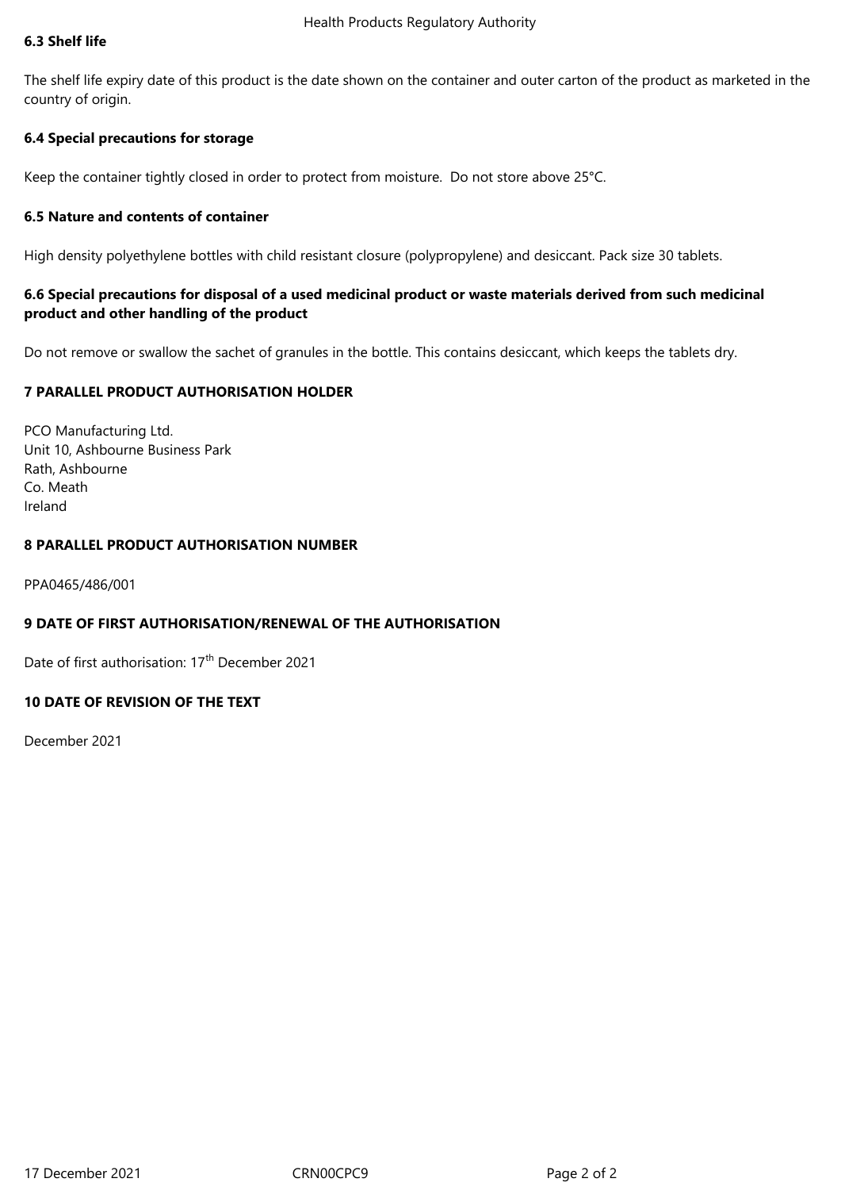### 6.3 Shelf life

The shelf life expiry date of this product is the date shown on the container and outer carton of the product as marketed in the country of origin.

### 6.4 Special precautions for storage

Keep the container tightly closed in order to protect from moisture. Do not store above 25°C.

### 6.5 Nature and contents of container

High density polyethylene bottles with child resistant closure (polypropylene) and desiccant. Pack size 30 tablets.

### 6.6 Special precautions for disposal of a used medicinal product or waste materials derived from such medicinal product and other handling of the product

Do not remove or swallow the sachet of granules in the bottle. This contains desiccant, which keeps the tablets dry.

## 7 PARALLEL PRODUCT AUTHORISATION HOLDER

PCO Manufacturing Ltd.
Unit 10, Ashbourne Business Park
Rath, Ashbourne
Co. Meath
Ireland

## 8 PARALLEL PRODUCT AUTHORISATION NUMBER

PPA0465/486/001

## 9 DATE OF FIRST AUTHORISATION/RENEWAL OF THE AUTHORISATION

Date of first authorisation: 17th December 2021

## 10 DATE OF REVISION OF THE TEXT

December 2021